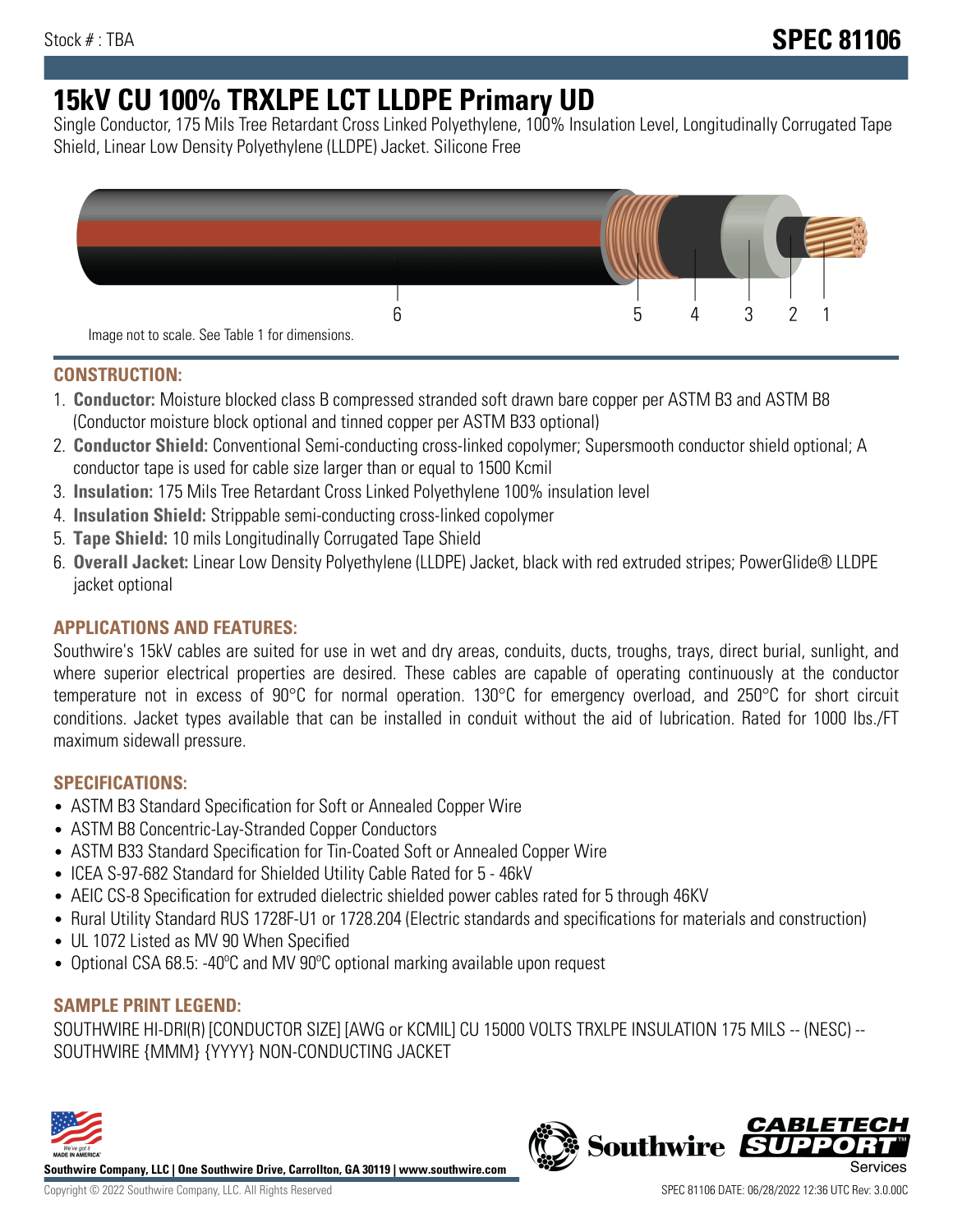Stock # : TBA

# SPEC 81106

# 15kV CU 100% TRXLPE LCT LLDPE Primary UD

Single Conductor, 175 Mils Tree Retardant Cross Linked Polyethylene, 100% Insulation Level, Longitudinally Corrugated Tape Shield, Linear Low Density Polyethylene (LLDPE) Jacket. Silicone Free

6 5 4 3 2 1

Image not to scale. See Table 1 for dimensions.

## CONSTRUCTION:

1. **Conductor:** Moisture blocked class B compressed stranded soft drawn bare copper per ASTM B3 and ASTM B8 (Conductor moisture block optional and tinned copper per ASTM B33 optional)
2. **Conductor Shield:** Conventional Semi-conducting cross-linked copolymer; Supersmooth conductor shield optional; A conductor tape is used for cable size larger than or equal to 1500 Kcmil
3. **Insulation:** 175 Mils Tree Retardant Cross Linked Polyethylene 100% insulation level
4. **Insulation Shield:** Strippable semi-conducting cross-linked copolymer
5. **Tape Shield:** 10 mils Longitudinally Corrugated Tape Shield
6. **Overall Jacket:** Linear Low Density Polyethylene (LLDPE) Jacket, black with red extruded stripes; PowerGlide® LLDPE jacket optional

## APPLICATIONS AND FEATURES:

Southwire's 15kV cables are suited for use in wet and dry areas, conduits, ducts, troughs, trays, direct burial, sunlight, and where superior electrical properties are desired. These cables are capable of operating continuously at the conductor temperature not in excess of 90°C for normal operation. 130°C for emergency overload, and 250°C for short circuit conditions. Jacket types available that can be installed in conduit without the aid of lubrication. Rated for 1000 lbs./FT maximum sidewall pressure.

## SPECIFICATIONS:

- ASTM B3 Standard Specification for Soft or Annealed Copper Wire
- ASTM B8 Concentric-Lay-Stranded Copper Conductors
- ASTM B33 Standard Specification for Tin-Coated Soft or Annealed Copper Wire
- ICEA S-97-682 Standard for Shielded Utility Cable Rated for 5 - 46kV
- AEIC CS-8 Specification for extruded dielectric shielded power cables rated for 5 through 46KV
- Rural Utility Standard RUS 1728F-U1 or 1728.204 (Electric standards and specifications for materials and construction)
- UL 1072 Listed as MV 90 When Specified
- Optional CSA 68.5: -40ºC and MV 90ºC optional marking available upon request

## SAMPLE PRINT LEGEND:

SOUTHWIRE HI-DRI(R) [CONDUCTOR SIZE] [AWG or KCMIL] CU 15000 VOLTS TRXLPE INSULATION 175 MILS -- (NESC) -- SOUTHWIRE {MMM} {YYYY} NON-CONDUCTING JACKET

**Southwire Company, LLC | One Southwire Drive, Carrollton, GA 30119 | www.southwire.com**

Copyright © 2022 Southwire Company, LLC. All Rights Reserved

SPEC 81106 DATE: 06/28/2022 12:36 UTC Rev: 3.0.00C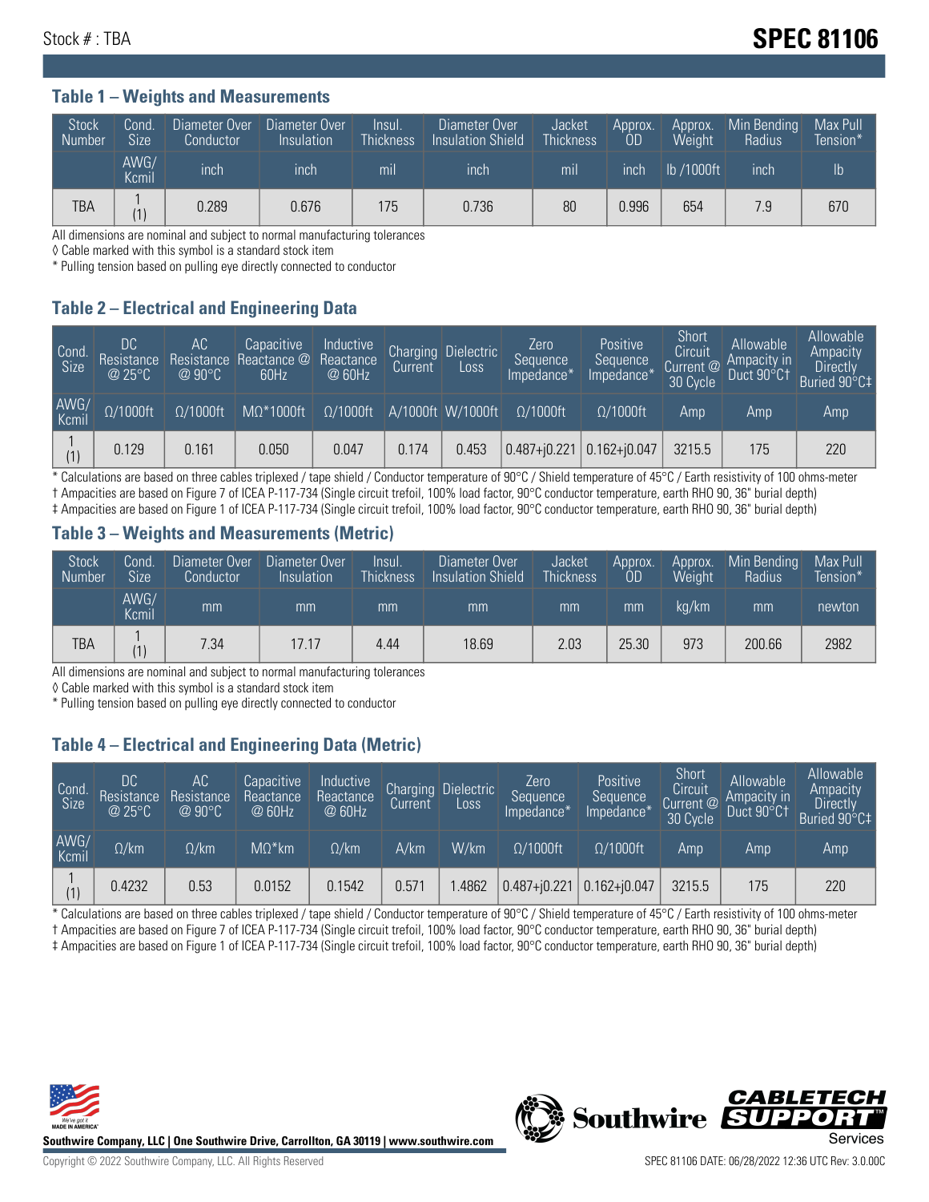Stock # : TBA

# SPEC 81106

## Table 1 – Weights and Measurements

| Stock Number | Cond. Size | Diameter Over Conductor | Diameter Over Insulation | Insul. Thickness | Diameter Over Insulation Shield | Jacket Thickness | Approx. OD | Approx. Weight | Min Bending Radius | Max Pull Tension* |
|---|---|---|---|---|---|---|---|---|---|---|
| | AWG/ Kcmil | inch | inch | mil | inch | mil | inch | lb /1000ft | inch | lb |
| TBA | 1 (1) | 0.289 | 0.676 | 175 | 0.736 | 80 | 0.996 | 654 | 7.9 | 670 |

All dimensions are nominal and subject to normal manufacturing tolerances

◊ Cable marked with this symbol is a standard stock item

* Pulling tension based on pulling eye directly connected to conductor

## Table 2 – Electrical and Engineering Data

| Cond. Size | DC Resistance @ 25°C | AC Resistance @ 90°C | Capacitive Reactance @ 60Hz | Inductive Reactance @ 60Hz | Charging Current | Dielectric Loss | Zero Sequence Impedance* | Positive Sequence Impedance* | Short Circuit Current @ 30 Cycle | Allowable Ampacity in Duct 90°C† | Allowable Ampacity Directly Buried 90°C‡ |
|---|---|---|---|---|---|---|---|---|---|---|---|
| AWG/ Kcmil | Ω/1000ft | Ω/1000ft | MΩ*1000ft | Ω/1000ft | A/1000ft | W/1000ft | Ω/1000ft | Ω/1000ft | Amp | Amp | Amp |
| 1 (1) | 0.129 | 0.161 | 0.050 | 0.047 | 0.174 | 0.453 | 0.487+j0.221 | 0.162+j0.047 | 3215.5 | 175 | 220 |

* Calculations are based on three cables triplexed / tape shield / Conductor temperature of 90°C / Shield temperature of 45°C / Earth resistivity of 100 ohms-meter

† Ampacities are based on Figure 7 of ICEA P-117-734 (Single circuit trefoil, 100% load factor, 90°C conductor temperature, earth RHO 90, 36" burial depth)

‡ Ampacities are based on Figure 1 of ICEA P-117-734 (Single circuit trefoil, 100% load factor, 90°C conductor temperature, earth RHO 90, 36" burial depth)

## Table 3 – Weights and Measurements (Metric)

| Stock Number | Cond. Size | Diameter Over Conductor | Diameter Over Insulation | Insul. Thickness | Diameter Over Insulation Shield | Jacket Thickness | Approx. OD | Approx. Weight | Min Bending Radius | Max Pull Tension* |
|---|---|---|---|---|---|---|---|---|---|---|
| | AWG/ Kcmil | mm | mm | mm | mm | mm | mm | kg/km | mm | newton |
| TBA | 1 (1) | 7.34 | 17.17 | 4.44 | 18.69 | 2.03 | 25.30 | 973 | 200.66 | 2982 |

All dimensions are nominal and subject to normal manufacturing tolerances

◊ Cable marked with this symbol is a standard stock item

* Pulling tension based on pulling eye directly connected to conductor

## Table 4 – Electrical and Engineering Data (Metric)

| Cond. Size | DC Resistance @ 25°C | AC Resistance @ 90°C | Capacitive Reactance @ 60Hz | Inductive Reactance @ 60Hz | Charging Current | Dielectric Loss | Zero Sequence Impedance* | Positive Sequence Impedance* | Short Circuit Current @ 30 Cycle | Allowable Ampacity in Duct 90°C† | Allowable Ampacity Directly Buried 90°C‡ |
|---|---|---|---|---|---|---|---|---|---|---|---|
| AWG/ Kcmil | Ω/km | Ω/km | MΩ*km | Ω/km | A/km | W/km | Ω/1000ft | Ω/1000ft | Amp | Amp | Amp |
| 1 (1) | 0.4232 | 0.53 | 0.0152 | 0.1542 | 0.571 | 1.4862 | 0.487+j0.221 | 0.162+j0.047 | 3215.5 | 175 | 220 |

* Calculations are based on three cables triplexed / tape shield / Conductor temperature of 90°C / Shield temperature of 45°C / Earth resistivity of 100 ohms-meter

† Ampacities are based on Figure 7 of ICEA P-117-734 (Single circuit trefoil, 100% load factor, 90°C conductor temperature, earth RHO 90, 36" burial depth)

‡ Ampacities are based on Figure 1 of ICEA P-117-734 (Single circuit trefoil, 100% load factor, 90°C conductor temperature, earth RHO 90, 36" burial depth)

**Southwire Company, LLC | One Southwire Drive, Carrollton, GA 30119 | www.southwire.com**

Copyright © 2022 Southwire Company, LLC. All Rights Reserved

SPEC 81106 DATE: 06/28/2022 12:36 UTC Rev: 3.0.00C